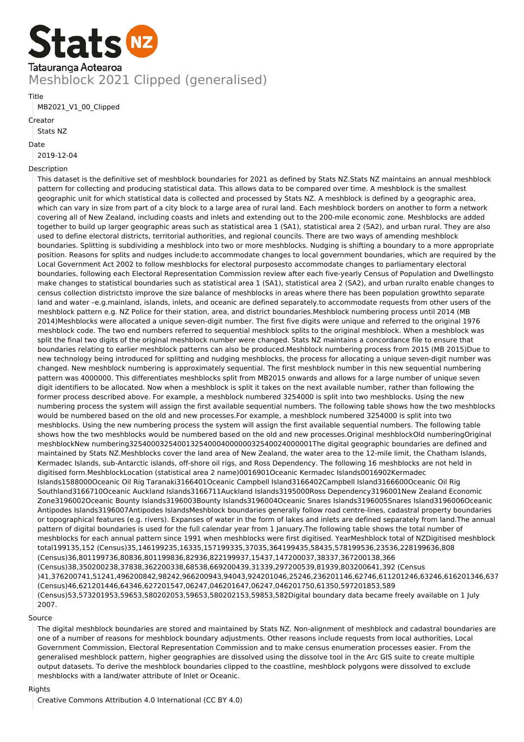# Stats NZ
Tatauranga Aotearoa

## Meshblock 2021 Clipped (generalised)

**Title**

MB2021_V1_00_Clipped

**Creator**

Stats NZ

**Date**

2019-12-04

**Description**

This dataset is the definitive set of meshblock boundaries for 2021 as defined by Stats NZ.Stats NZ maintains an annual meshblock pattern for collecting and producing statistical data. This allows data to be compared over time. A meshblock is the smallest geographic unit for which statistical data is collected and processed by Stats NZ. A meshblock is defined by a geographic area, which can vary in size from part of a city block to a large area of rural land. Each meshblock borders on another to form a network covering all of New Zealand, including coasts and inlets and extending out to the 200-mile economic zone. Meshblocks are added together to build up larger geographic areas such as statistical area 1 (SA1), statistical area 2 (SA2), and urban rural. They are also used to define electoral districts, territorial authorities, and regional councils. There are two ways of amending meshblock boundaries. Splitting is subdividing a meshblock into two or more meshblocks. Nudging is shifting a boundary to a more appropriate position. Reasons for splits and nudges include:to accommodate changes to local government boundaries, which are required by the Local Government Act 2002 to follow meshblocks for electoral purposesto accommodate changes to parliamentary electoral boundaries, following each Electoral Representation Commission review after each five-yearly Census of Population and Dwellingsto make changes to statistical boundaries such as statistical area 1 (SA1), statistical area 2 (SA2), and urban ruralto enable changes to census collection districtsto improve the size balance of meshblocks in areas where there has been population growthto separate land and water –e.g.mainland, islands, inlets, and oceanic are defined separately.to accommodate requests from other users of the meshblock pattern e.g. NZ Police for their station, area, and district boundaries.Meshblock numbering process until 2014 (MB 2014)Meshblocks were allocated a unique seven-digit number. The first five digits were unique and referred to the original 1976 meshblock code. The two end numbers referred to sequential meshblock splits to the original meshblock. When a meshblock was split the final two digits of the original meshblock number were changed. Stats NZ maintains a concordance file to ensure that boundaries relating to earlier meshblock patterns can also be produced.Meshblock numbering process from 2015 (MB 2015)Due to new technology being introduced for splitting and nudging meshblocks, the process for allocating a unique seven-digit number was changed. New meshblock numbering is approximately sequential. The first meshblock number in this new sequential numbering pattern was 4000000. This differentiates meshblocks split from MB2015 onwards and allows for a large number of unique seven digit identifiers to be allocated. Now when a meshblock is split it takes on the next available number, rather than following the former process described above. For example, a meshblock numbered 3254000 is split into two meshblocks. Using the new numbering process the system will assign the first available sequential numbers. The following table shows how the two meshblocks would be numbered based on the old and new processes.For example, a meshblock numbered 3254000 is split into two meshblocks. Using the new numbering process the system will assign the first available sequential numbers. The following table shows how the two meshblocks would be numbered based on the old and new processes.Original meshblockOld numberingOriginal meshblockNew numbering32540003254001325400040000003254002400000​1The digital geographic boundaries are defined and maintained by Stats NZ.Meshblocks cover the land area of New Zealand, the water area to the 12-mile limit, the Chatham Islands, Kermadec Islands, sub-Antarctic islands, off-shore oil rigs, and Ross Dependency. The following 16 meshblocks are not held in digitised form.MeshblockLocation (statistical area 2 name)0016901Oceanic Kermadec Islands0016902Kermadec Islands1588000Oceanic Oil Rig Taranaki3166401Oceanic Campbell Island3166402Campbell Island3166600Oceanic Oil Rig Southland3166710Oceanic Auckland Islands3166711Auckland Islands3195000Ross Dependency3196001New Zealand Economic Zone3196002Oceanic Bounty Islands3196003Bounty Islands3196004Oceanic Snares Islands3196005Snares Island3196006Oceanic Antipodes Islands3196007Antipodes IslandsMeshblock boundaries generally follow road centre-lines, cadastral property boundaries or topographical features (e.g. rivers). Expanses of water in the form of lakes and inlets are defined separately from land.The annual pattern of digital boundaries is used for the full calendar year from 1 January.The following table shows the total number of meshblocks for each annual pattern since 1991 when meshblocks were first digitised. YearMeshblock total of NZDigitised meshblock total199135,152 (Census)35,146199235,16335,157199335,37035,364199435,58435,578199536,23536,228199636,808 (Census)36,801199736,80836,801199836,82936,822199937,15437,147200037,38337,367200138,366 (Census)38,350200238,37838,362200338,68538,669200439,31339,297200539,81939,803200641,392 (Census )41,376200741,51241,496200842,98242,966200943,94043,924201046,25246,236201146,62746,611201246,63246,616201346,637 (Census)46,621201446,64346,627201547,06247,046201647,06247,046201750,61350,597201853,589 (Census)53,573201953,59653,580202053,59653,580202153,59853,582Digital boundary data became freely available on 1 July 2007.

**Source**

The digital meshblock boundaries are stored and maintained by Stats NZ. Non-alignment of meshblock and cadastral boundaries are one of a number of reasons for meshblock boundary adjustments. Other reasons include requests from local authorities, Local Government Commission, Electoral Representation Commission and to make census enumeration processes easier. From the generalised meshblock pattern, higher geographies are dissolved using the dissolve tool in the Arc GIS suite to create multiple output datasets. To derive the meshblock boundaries clipped to the coastline, meshblock polygons were dissolved to exclude meshblocks with a land/water attribute of Inlet or Oceanic.

**Rights**

Creative Commons Attribution 4.0 International (CC BY 4.0)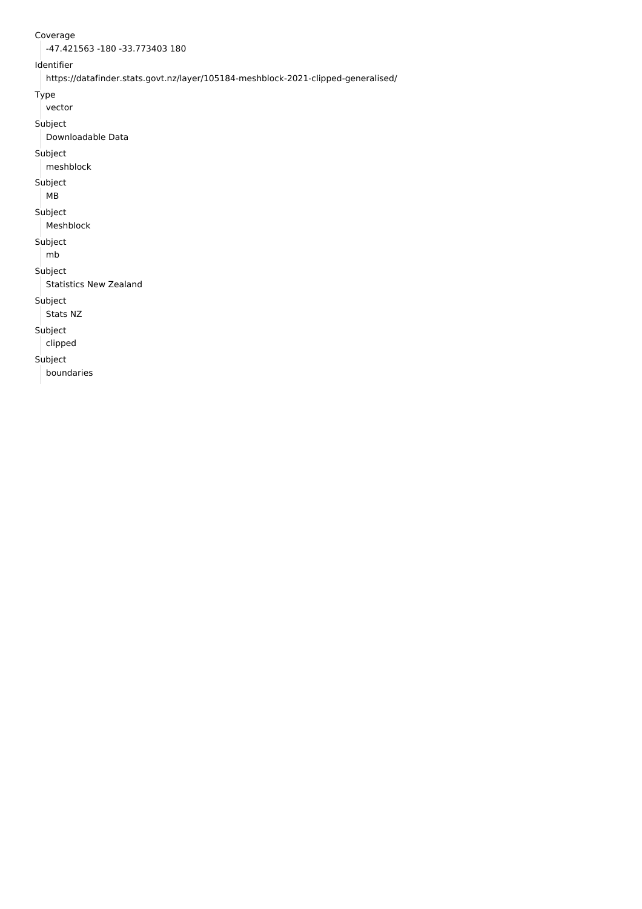Coverage

-47.421563 -180 -33.773403 180

Identifier

https://datafinder.stats.govt.nz/layer/105184-meshblock-2021-clipped-generalised/

Type

vector

Subject

Downloadable Data

Subject

meshblock

Subject

MB

Subject

Meshblock

Subject

mb

Subject

Statistics New Zealand

Subject

Stats NZ

Subject

clipped

Subject

boundaries